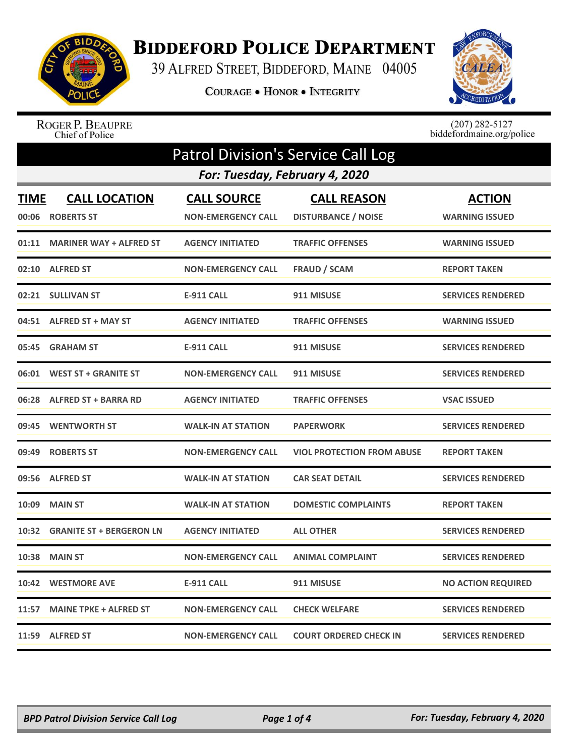# BIDDEFORD POLICE DEPARTMENT

39 ALFRED STREET, BIDDEFORD, MAINE 04005

COURAGE • HONOR • INTEGRITY

ROGER P. BEAUPRE
Chief of Police

(207) 282-5127
biddefordmaine.org/police

## Patrol Division's Service Call Log

***For: Tuesday, February 4, 2020***

| TIME | CALL LOCATION | CALL SOURCE | CALL REASON | ACTION |
|---|---|---|---|---|
| 00:06 | ROBERTS ST | NON-EMERGENCY CALL | DISTURBANCE / NOISE | WARNING ISSUED |
| 01:11 | MARINER WAY + ALFRED ST | AGENCY INITIATED | TRAFFIC OFFENSES | WARNING ISSUED |
| 02:10 | ALFRED ST | NON-EMERGENCY CALL | FRAUD / SCAM | REPORT TAKEN |
| 02:21 | SULLIVAN ST | E-911 CALL | 911 MISUSE | SERVICES RENDERED |
| 04:51 | ALFRED ST + MAY ST | AGENCY INITIATED | TRAFFIC OFFENSES | WARNING ISSUED |
| 05:45 | GRAHAM ST | E-911 CALL | 911 MISUSE | SERVICES RENDERED |
| 06:01 | WEST ST + GRANITE ST | NON-EMERGENCY CALL | 911 MISUSE | SERVICES RENDERED |
| 06:28 | ALFRED ST + BARRA RD | AGENCY INITIATED | TRAFFIC OFFENSES | VSAC ISSUED |
| 09:45 | WENTWORTH ST | WALK-IN AT STATION | PAPERWORK | SERVICES RENDERED |
| 09:49 | ROBERTS ST | NON-EMERGENCY CALL | VIOL PROTECTION FROM ABUSE | REPORT TAKEN |
| 09:56 | ALFRED ST | WALK-IN AT STATION | CAR SEAT DETAIL | SERVICES RENDERED |
| 10:09 | MAIN ST | WALK-IN AT STATION | DOMESTIC COMPLAINTS | REPORT TAKEN |
| 10:32 | GRANITE ST + BERGERON LN | AGENCY INITIATED | ALL OTHER | SERVICES RENDERED |
| 10:38 | MAIN ST | NON-EMERGENCY CALL | ANIMAL COMPLAINT | SERVICES RENDERED |
| 10:42 | WESTMORE AVE | E-911 CALL | 911 MISUSE | NO ACTION REQUIRED |
| 11:57 | MAINE TPKE + ALFRED ST | NON-EMERGENCY CALL | CHECK WELFARE | SERVICES RENDERED |
| 11:59 | ALFRED ST | NON-EMERGENCY CALL | COURT ORDERED CHECK IN | SERVICES RENDERED |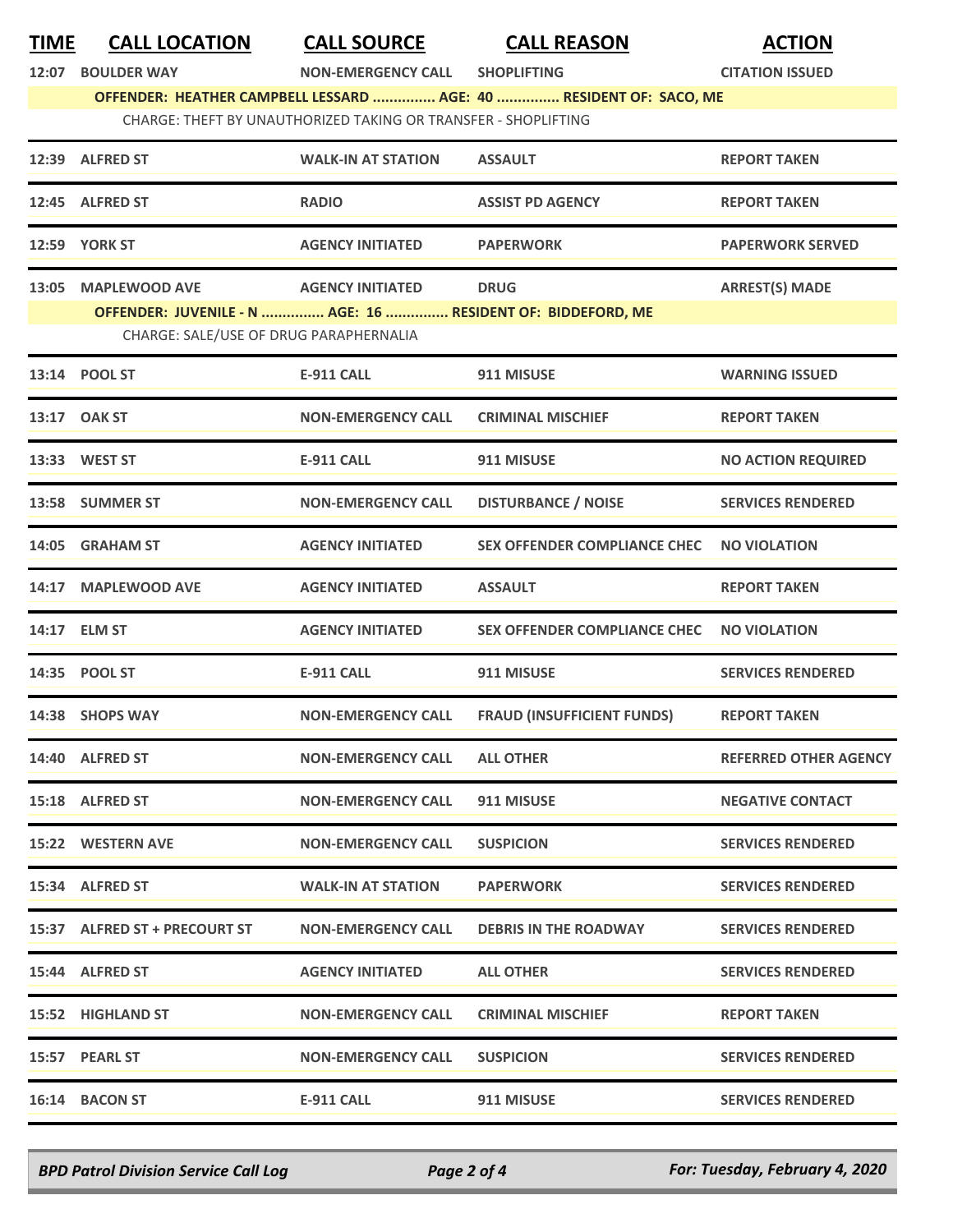| TIME | CALL LOCATION | CALL SOURCE | CALL REASON | ACTION |
|---|---|---|---|---|
| 12:07 | BOULDER WAY | NON-EMERGENCY CALL | SHOPLIFTING | CITATION ISSUED |
| | OFFENDER: HEATHER CAMPBELL LESSARD ............... AGE: 40 ............... RESIDENT OF: SACO, ME | | | |
| | CHARGE: THEFT BY UNAUTHORIZED TAKING OR TRANSFER - SHOPLIFTING | | | |
| 12:39 | ALFRED ST | WALK-IN AT STATION | ASSAULT | REPORT TAKEN |
| 12:45 | ALFRED ST | RADIO | ASSIST PD AGENCY | REPORT TAKEN |
| 12:59 | YORK ST | AGENCY INITIATED | PAPERWORK | PAPERWORK SERVED |
| 13:05 | MAPLEWOOD AVE | AGENCY INITIATED | DRUG | ARREST(S) MADE |
| | OFFENDER: JUVENILE - N ............... AGE: 16 ............... RESIDENT OF: BIDDEFORD, ME | | | |
| | CHARGE: SALE/USE OF DRUG PARAPHERNALIA | | | |
| 13:14 | POOL ST | E-911 CALL | 911 MISUSE | WARNING ISSUED |
| 13:17 | OAK ST | NON-EMERGENCY CALL | CRIMINAL MISCHIEF | REPORT TAKEN |
| 13:33 | WEST ST | E-911 CALL | 911 MISUSE | NO ACTION REQUIRED |
| 13:58 | SUMMER ST | NON-EMERGENCY CALL | DISTURBANCE / NOISE | SERVICES RENDERED |
| 14:05 | GRAHAM ST | AGENCY INITIATED | SEX OFFENDER COMPLIANCE CHEC | NO VIOLATION |
| 14:17 | MAPLEWOOD AVE | AGENCY INITIATED | ASSAULT | REPORT TAKEN |
| 14:17 | ELM ST | AGENCY INITIATED | SEX OFFENDER COMPLIANCE CHEC | NO VIOLATION |
| 14:35 | POOL ST | E-911 CALL | 911 MISUSE | SERVICES RENDERED |
| 14:38 | SHOPS WAY | NON-EMERGENCY CALL | FRAUD (INSUFFICIENT FUNDS) | REPORT TAKEN |
| 14:40 | ALFRED ST | NON-EMERGENCY CALL | ALL OTHER | REFERRED OTHER AGENCY |
| 15:18 | ALFRED ST | NON-EMERGENCY CALL | 911 MISUSE | NEGATIVE CONTACT |
| 15:22 | WESTERN AVE | NON-EMERGENCY CALL | SUSPICION | SERVICES RENDERED |
| 15:34 | ALFRED ST | WALK-IN AT STATION | PAPERWORK | SERVICES RENDERED |
| 15:37 | ALFRED ST + PRECOURT ST | NON-EMERGENCY CALL | DEBRIS IN THE ROADWAY | SERVICES RENDERED |
| 15:44 | ALFRED ST | AGENCY INITIATED | ALL OTHER | SERVICES RENDERED |
| 15:52 | HIGHLAND ST | NON-EMERGENCY CALL | CRIMINAL MISCHIEF | REPORT TAKEN |
| 15:57 | PEARL ST | NON-EMERGENCY CALL | SUSPICION | SERVICES RENDERED |
| 16:14 | BACON ST | E-911 CALL | 911 MISUSE | SERVICES RENDERED |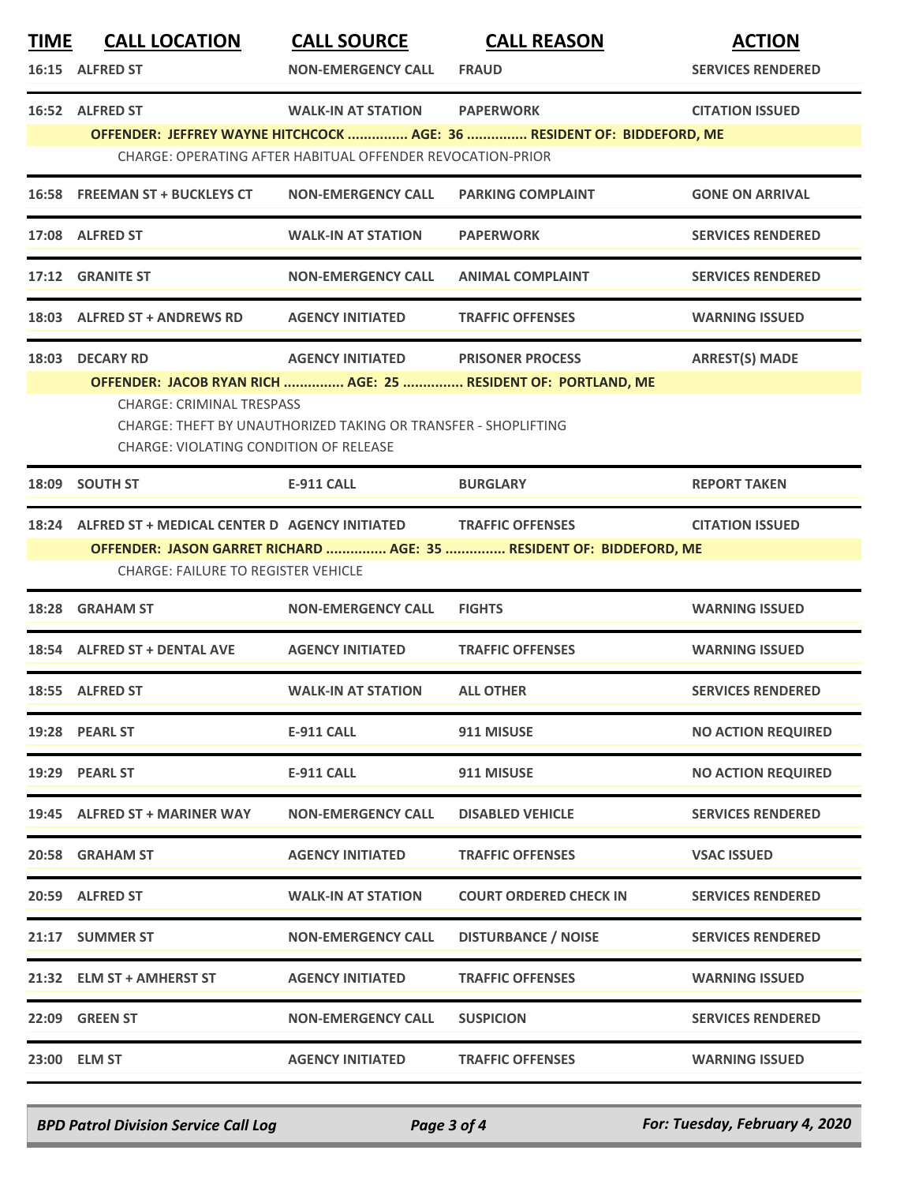| TIME | CALL LOCATION | CALL SOURCE | CALL REASON | ACTION |
|---|---|---|---|---|
| 16:15 | ALFRED ST | NON-EMERGENCY CALL | FRAUD | SERVICES RENDERED |
| 16:52 | ALFRED ST | WALK-IN AT STATION | PAPERWORK | CITATION ISSUED |
| | OFFENDER: JEFFREY WAYNE HITCHCOCK ............... AGE: 36 ............... RESIDENT OF: BIDDEFORD, ME | | | |
| | CHARGE: OPERATING AFTER HABITUAL OFFENDER REVOCATION-PRIOR | | | |
| 16:58 | FREEMAN ST + BUCKLEYS CT | NON-EMERGENCY CALL | PARKING COMPLAINT | GONE ON ARRIVAL |
| 17:08 | ALFRED ST | WALK-IN AT STATION | PAPERWORK | SERVICES RENDERED |
| 17:12 | GRANITE ST | NON-EMERGENCY CALL | ANIMAL COMPLAINT | SERVICES RENDERED |
| 18:03 | ALFRED ST + ANDREWS RD | AGENCY INITIATED | TRAFFIC OFFENSES | WARNING ISSUED |
| 18:03 | DECARY RD | AGENCY INITIATED | PRISONER PROCESS | ARREST(S) MADE |
| | OFFENDER: JACOB RYAN RICH ............... AGE: 25 ............... RESIDENT OF: PORTLAND, ME | | | |
| | CHARGE: CRIMINAL TRESPASS | | | |
| | CHARGE: THEFT BY UNAUTHORIZED TAKING OR TRANSFER - SHOPLIFTING | | | |
| | CHARGE: VIOLATING CONDITION OF RELEASE | | | |
| 18:09 | SOUTH ST | E-911 CALL | BURGLARY | REPORT TAKEN |
| 18:24 | ALFRED ST + MEDICAL CENTER D | AGENCY INITIATED | TRAFFIC OFFENSES | CITATION ISSUED |
| | OFFENDER: JASON GARRET RICHARD ............... AGE: 35 ............... RESIDENT OF: BIDDEFORD, ME | | | |
| | CHARGE: FAILURE TO REGISTER VEHICLE | | | |
| 18:28 | GRAHAM ST | NON-EMERGENCY CALL | FIGHTS | WARNING ISSUED |
| 18:54 | ALFRED ST + DENTAL AVE | AGENCY INITIATED | TRAFFIC OFFENSES | WARNING ISSUED |
| 18:55 | ALFRED ST | WALK-IN AT STATION | ALL OTHER | SERVICES RENDERED |
| 19:28 | PEARL ST | E-911 CALL | 911 MISUSE | NO ACTION REQUIRED |
| 19:29 | PEARL ST | E-911 CALL | 911 MISUSE | NO ACTION REQUIRED |
| 19:45 | ALFRED ST + MARINER WAY | NON-EMERGENCY CALL | DISABLED VEHICLE | SERVICES RENDERED |
| 20:58 | GRAHAM ST | AGENCY INITIATED | TRAFFIC OFFENSES | VSAC ISSUED |
| 20:59 | ALFRED ST | WALK-IN AT STATION | COURT ORDERED CHECK IN | SERVICES RENDERED |
| 21:17 | SUMMER ST | NON-EMERGENCY CALL | DISTURBANCE / NOISE | SERVICES RENDERED |
| 21:32 | ELM ST + AMHERST ST | AGENCY INITIATED | TRAFFIC OFFENSES | WARNING ISSUED |
| 22:09 | GREEN ST | NON-EMERGENCY CALL | SUSPICION | SERVICES RENDERED |
| 23:00 | ELM ST | AGENCY INITIATED | TRAFFIC OFFENSES | WARNING ISSUED |

*BPD Patrol Division Service Call Log* — *For: Tuesday, February 4, 2020*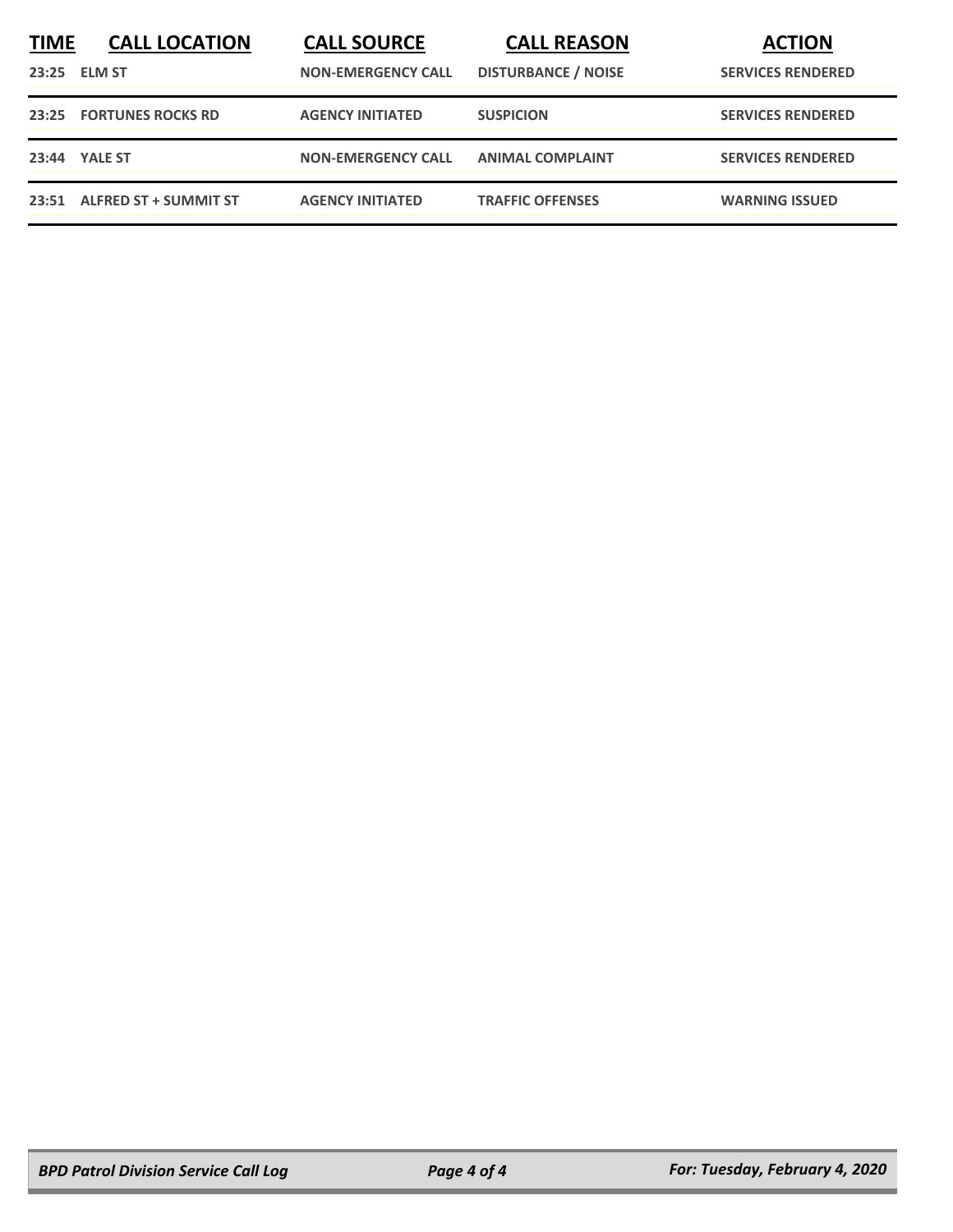| TIME | CALL LOCATION | CALL SOURCE | CALL REASON | ACTION |
|---|---|---|---|---|
| 23:25 | ELM ST | NON-EMERGENCY CALL | DISTURBANCE / NOISE | SERVICES RENDERED |
| 23:25 | FORTUNES ROCKS RD | AGENCY INITIATED | SUSPICION | SERVICES RENDERED |
| 23:44 | YALE ST | NON-EMERGENCY CALL | ANIMAL COMPLAINT | SERVICES RENDERED |
| 23:51 | ALFRED ST + SUMMIT ST | AGENCY INITIATED | TRAFFIC OFFENSES | WARNING ISSUED |